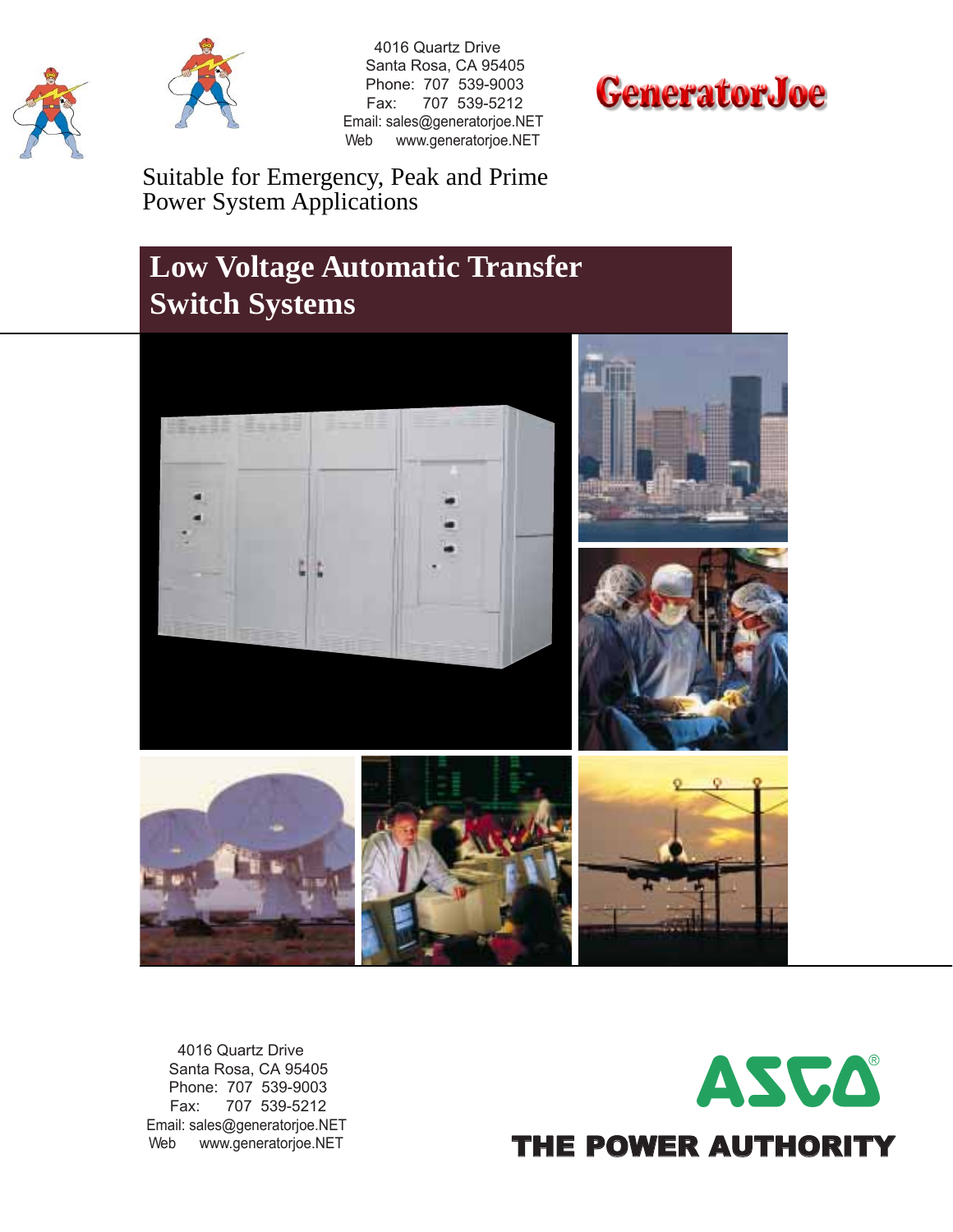4016 Quartz Drive
Santa Rosa, CA 95405
Phone: 707 539-9003
Fax: 707 539-5212
Email: sales@generatorjoe.NET
Web www.generatorjoe.NET

GeneratorJoe

Suitable for Emergency, Peak and Prime Power System Applications

# Low Voltage Automatic Transfer Switch Systems

4016 Quartz Drive
Santa Rosa, CA 95405
Phone: 707 539-9003
Fax: 707 539-5212
Email: sales@generatorjoe.NET
Web www.generatorjoe.NET

ASCO®

THE POWER AUTHORITY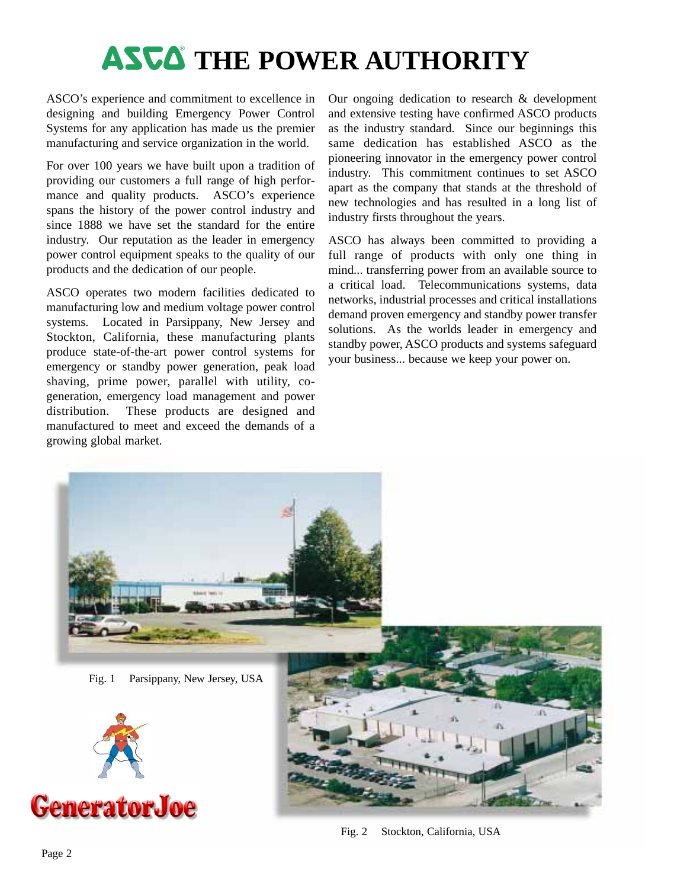# ASCO® THE POWER AUTHORITY

ASCO's experience and commitment to excellence in designing and building Emergency Power Control Systems for any application has made us the premier manufacturing and service organization in the world.

For over 100 years we have built upon a tradition of providing our customers a full range of high performance and quality products. ASCO's experience spans the history of the power control industry and since 1888 we have set the standard for the entire industry. Our reputation as the leader in emergency power control equipment speaks to the quality of our products and the dedication of our people.

ASCO operates two modern facilities dedicated to manufacturing low and medium voltage power control systems. Located in Parsippany, New Jersey and Stockton, California, these manufacturing plants produce state-of-the-art power control systems for emergency or standby power generation, peak load shaving, prime power, parallel with utility, co-generation, emergency load management and power distribution. These products are designed and manufactured to meet and exceed the demands of a growing global market.

Our ongoing dedication to research & development and extensive testing have confirmed ASCO products as the industry standard. Since our beginnings this same dedication has established ASCO as the pioneering innovator in the emergency power control industry. This commitment continues to set ASCO apart as the company that stands at the threshold of new technologies and has resulted in a long list of industry firsts throughout the years.

ASCO has always been committed to providing a full range of products with only one thing in mind... transferring power from an available source to a critical load. Telecommunications systems, data networks, industrial processes and critical installations demand proven emergency and standby power transfer solutions. As the worlds leader in emergency and standby power, ASCO products and systems safeguard your business... because we keep your power on.

Fig. 1 Parsippany, New Jersey, USA

GeneratorJoe

Fig. 2 Stockton, California, USA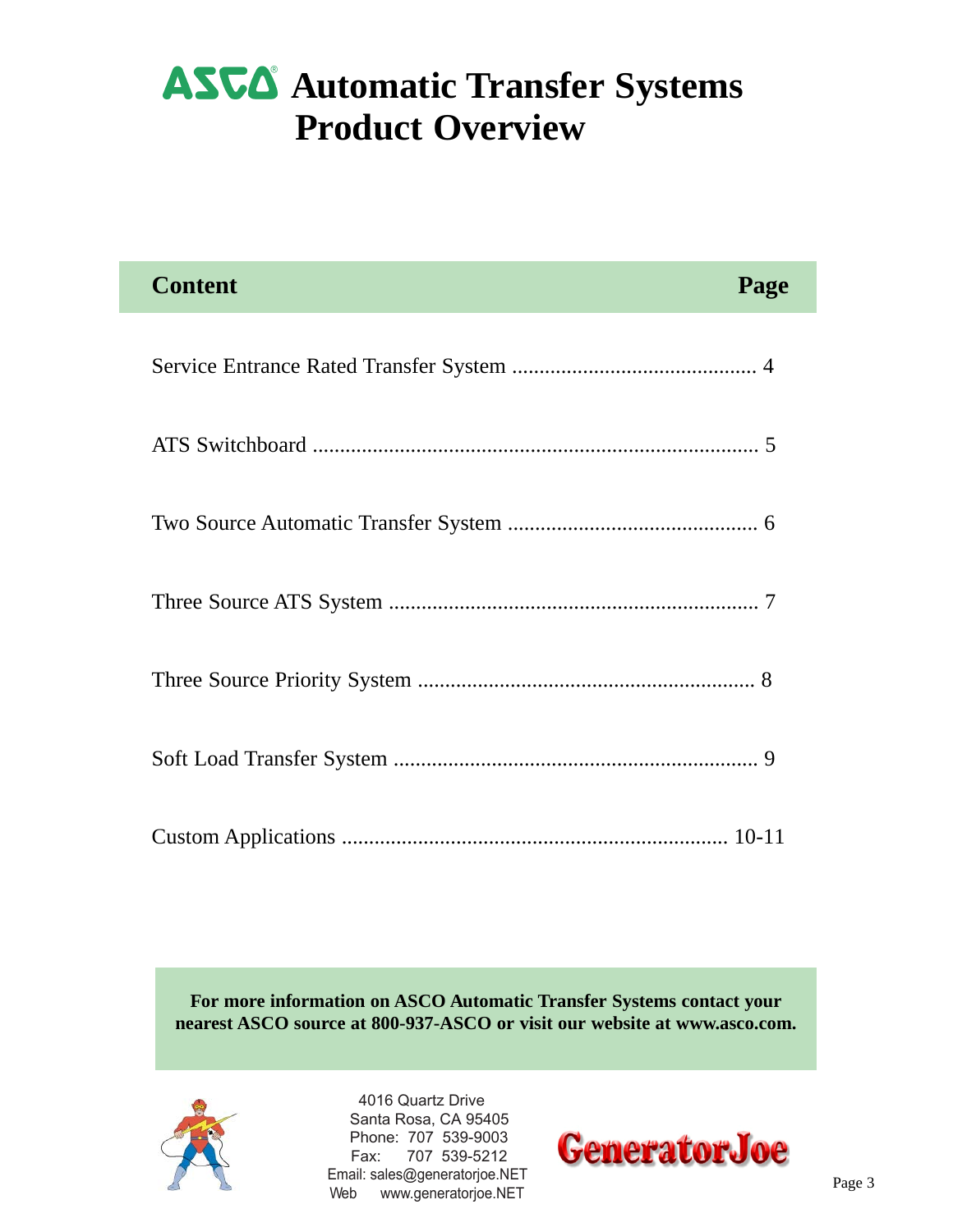# ASCO Automatic Transfer Systems Product Overview

| Content | Page |
| --- | --- |
| Service Entrance Rated Transfer System | 4 |
| ATS Switchboard | 5 |
| Two Source Automatic Transfer System | 6 |
| Three Source ATS System | 7 |
| Three Source Priority System | 8 |
| Soft Load Transfer System | 9 |
| Custom Applications | 10-11 |

**For more information on ASCO Automatic Transfer Systems contact your nearest ASCO source at 800-937-ASCO or visit our website at www.asco.com.**

4016 Quartz Drive
Santa Rosa, CA 95405
Phone: 707 539-9003
Fax: 707 539-5212
Email: sales@generatorjoe.NET
Web www.generatorjoe.NET

GeneratorJoe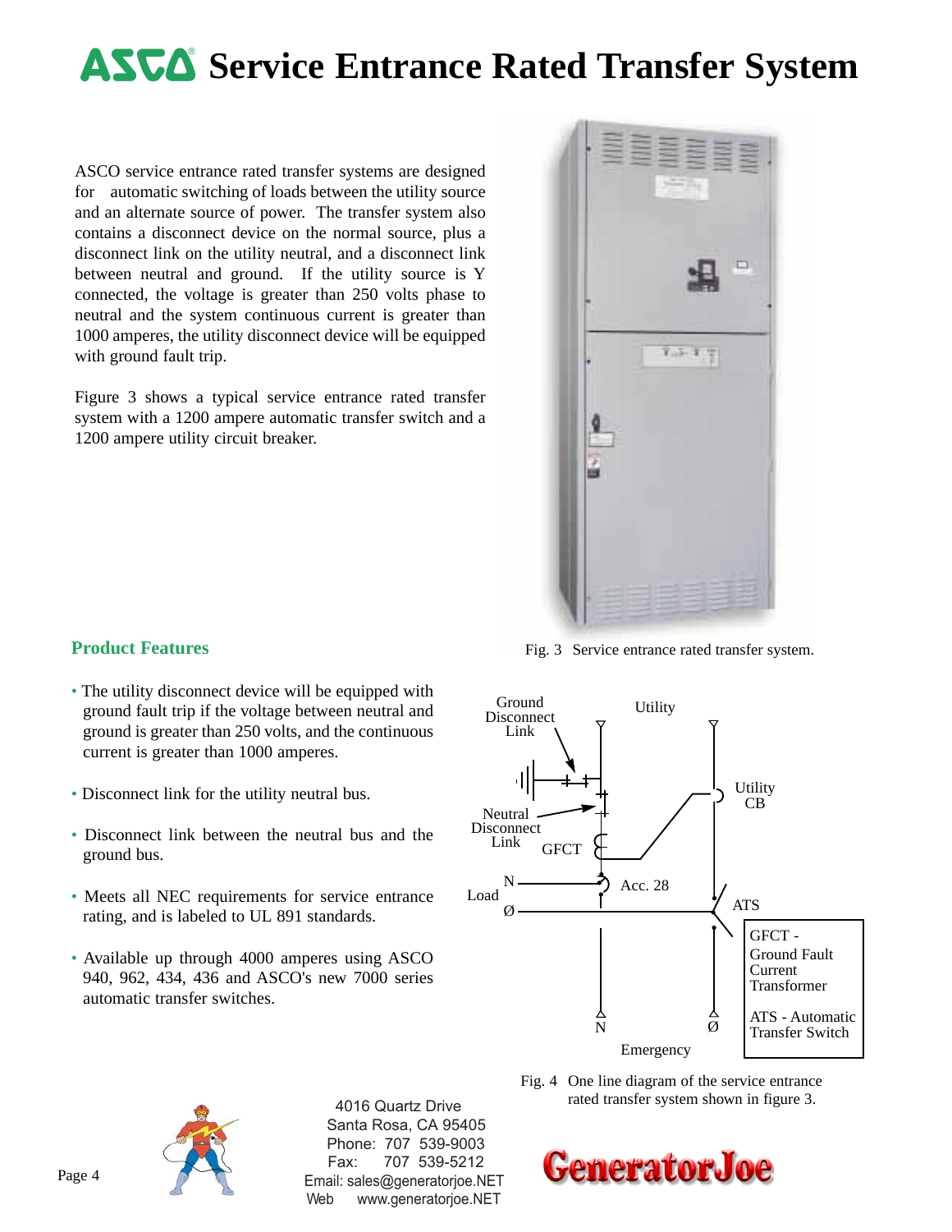# ASCO Service Entrance Rated Transfer System

ASCO service entrance rated transfer systems are designed for automatic switching of loads between the utility source and an alternate source of power. The transfer system also contains a disconnect device on the normal source, plus a disconnect link on the utility neutral, and a disconnect link between neutral and ground. If the utility source is Y connected, the voltage is greater than 250 volts phase to neutral and the system continuous current is greater than 1000 amperes, the utility disconnect device will be equipped with ground fault trip.

Figure 3 shows a typical service entrance rated transfer system with a 1200 ampere automatic transfer switch and a 1200 ampere utility circuit breaker.

Fig. 3 Service entrance rated transfer system.

## Product Features

- The utility disconnect device will be equipped with ground fault trip if the voltage between neutral and ground is greater than 250 volts, and the continuous current is greater than 1000 amperes.
- Disconnect link for the utility neutral bus.
- Disconnect link between the neutral bus and the ground bus.
- Meets all NEC requirements for service entrance rating, and is labeled to UL 891 standards.
- Available up through 4000 amperes using ASCO 940, 962, 434, 436 and ASCO's new 7000 series automatic transfer switches.

Ground Disconnect Link

Utility

Utility CB

Neutral Disconnect Link

GFCT

N

Load

Ø

Acc. 28

ATS

GFCT - Ground Fault Current Transformer

ATS - Automatic Transfer Switch

N

Ø

Emergency

Fig. 4 One line diagram of the service entrance rated transfer system shown in figure 3.

4016 Quartz Drive
Santa Rosa, CA 95405
Phone: 707 539-9003
Fax: 707 539-5212
Email: sales@generatorjoe.NET
Web www.generatorjoe.NET

GeneratorJoe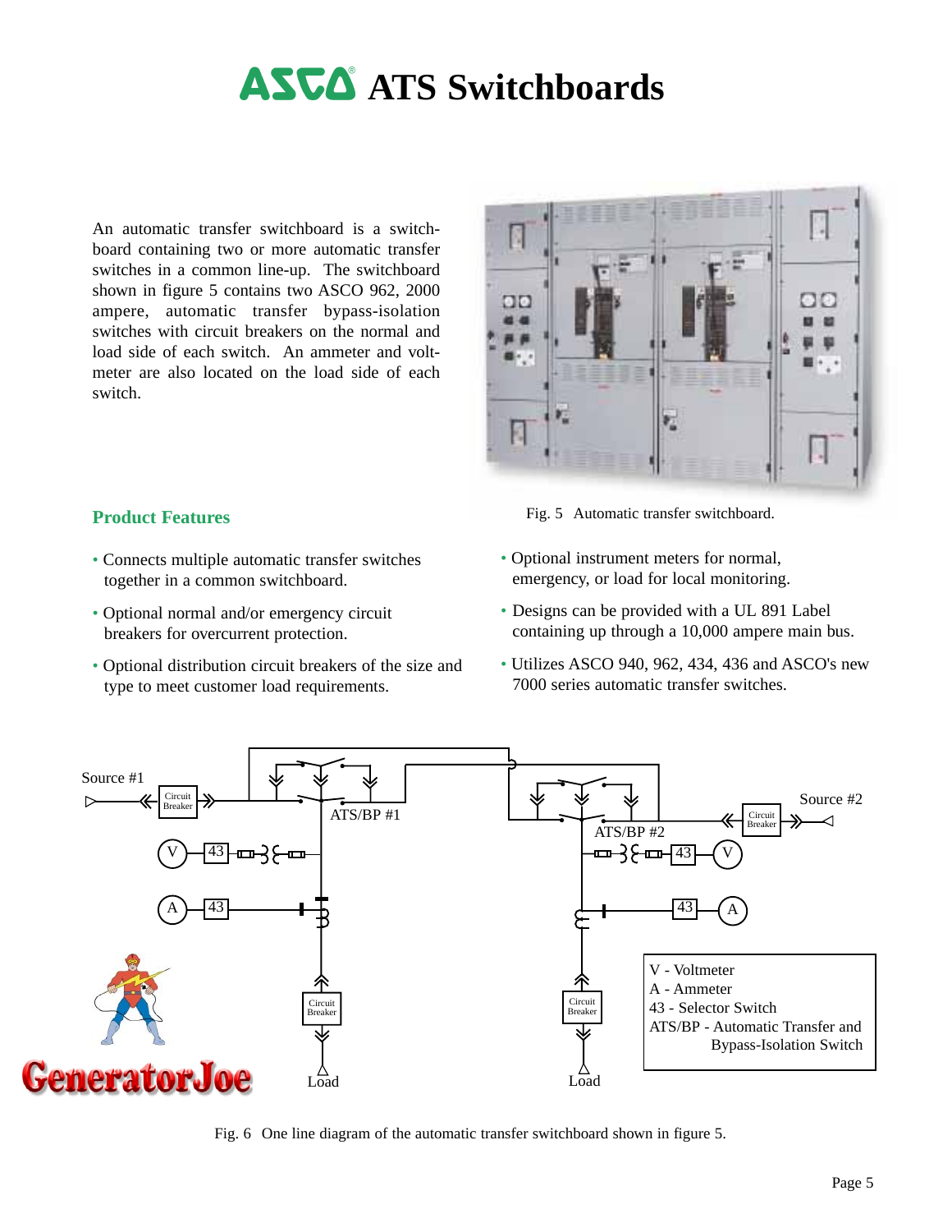# ASCO ATS Switchboards

An automatic transfer switchboard is a switchboard containing two or more automatic transfer switches in a common line-up. The switchboard shown in figure 5 contains two ASCO 962, 2000 ampere, automatic transfer bypass-isolation switches with circuit breakers on the normal and load side of each switch. An ammeter and voltmeter are also located on the load side of each switch.

Fig. 5 Automatic transfer switchboard.

## Product Features

- Connects multiple automatic transfer switches together in a common switchboard.
- Optional normal and/or emergency circuit breakers for overcurrent protection.
- Optional distribution circuit breakers of the size and type to meet customer load requirements.
- Optional instrument meters for normal, emergency, or load for local monitoring.
- Designs can be provided with a UL 891 Label containing up through a 10,000 ampere main bus.
- Utilizes ASCO 940, 962, 434, 436 and ASCO's new 7000 series automatic transfer switches.

V - Voltmeter
A - Ammeter
43 - Selector Switch
ATS/BP - Automatic Transfer and Bypass-Isolation Switch

Fig. 6 One line diagram of the automatic transfer switchboard shown in figure 5.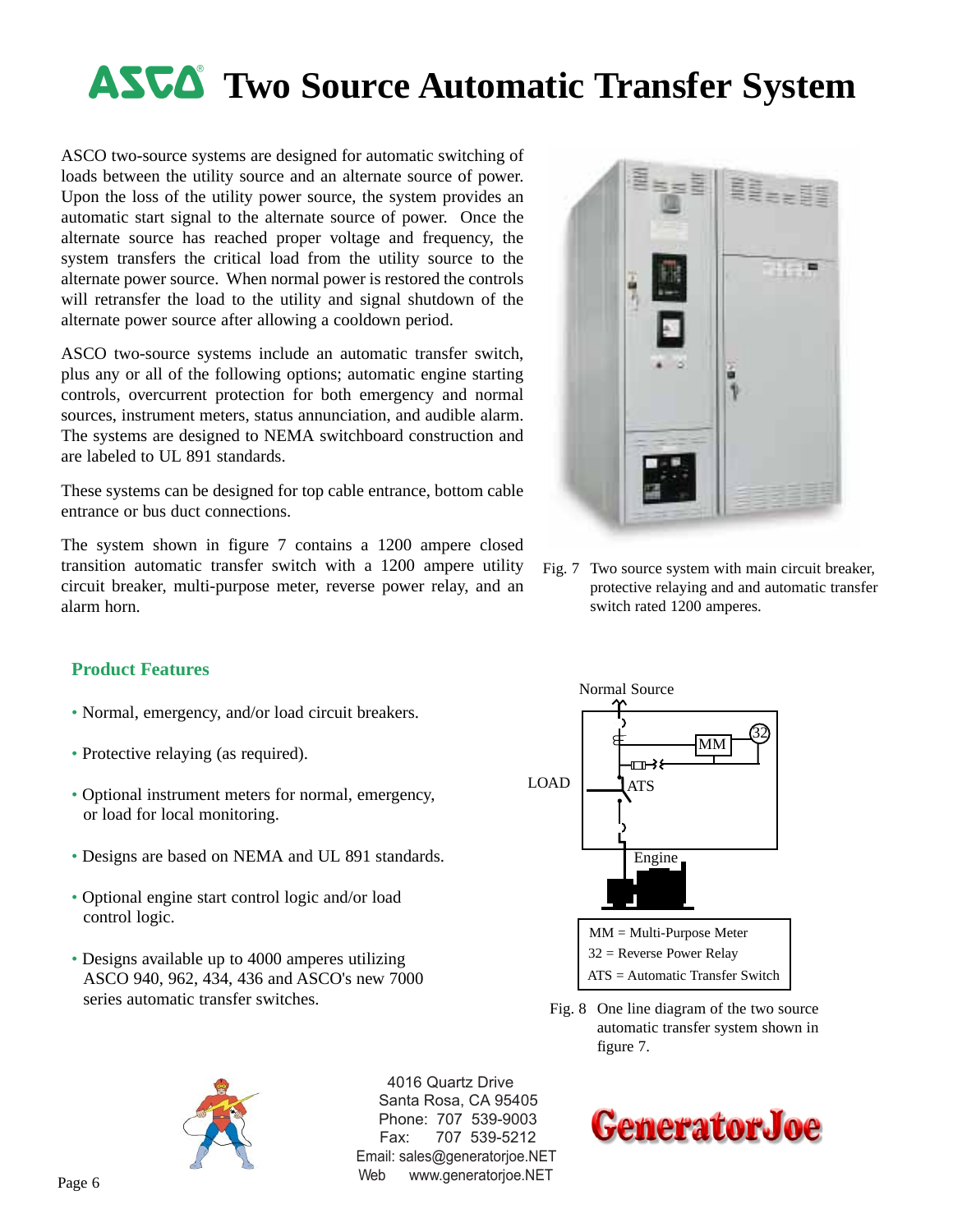# ASCO Two Source Automatic Transfer System

ASCO two-source systems are designed for automatic switching of loads between the utility source and an alternate source of power. Upon the loss of the utility power source, the system provides an automatic start signal to the alternate source of power. Once the alternate source has reached proper voltage and frequency, the system transfers the critical load from the utility source to the alternate power source. When normal power is restored the controls will retransfer the load to the utility and signal shutdown of the alternate power source after allowing a cooldown period.

ASCO two-source systems include an automatic transfer switch, plus any or all of the following options; automatic engine starting controls, overcurrent protection for both emergency and normal sources, instrument meters, status annunciation, and audible alarm. The systems are designed to NEMA switchboard construction and are labeled to UL 891 standards.

These systems can be designed for top cable entrance, bottom cable entrance or bus duct connections.

The system shown in figure 7 contains a 1200 ampere closed transition automatic transfer switch with a 1200 ampere utility circuit breaker, multi-purpose meter, reverse power relay, and an alarm horn.

Fig. 7 Two source system with main circuit breaker, protective relaying and and automatic transfer switch rated 1200 amperes.

## Product Features

- Normal, emergency, and/or load circuit breakers.
- Protective relaying (as required).
- Optional instrument meters for normal, emergency, or load for local monitoring.
- Designs are based on NEMA and UL 891 standards.
- Optional engine start control logic and/or load control logic.
- Designs available up to 4000 amperes utilizing ASCO 940, 962, 434, 436 and ASCO's new 7000 series automatic transfer switches.

Normal Source

LOAD

ATS

MM

32

Engine

MM = Multi-Purpose Meter
32 = Reverse Power Relay
ATS = Automatic Transfer Switch

Fig. 8 One line diagram of the two source automatic transfer system shown in figure 7.

4016 Quartz Drive
Santa Rosa, CA 95405
Phone: 707 539-9003
Fax: 707 539-5212
Email: sales@generatorjoe.NET
Web www.generatorjoe.NET

GeneratorJoe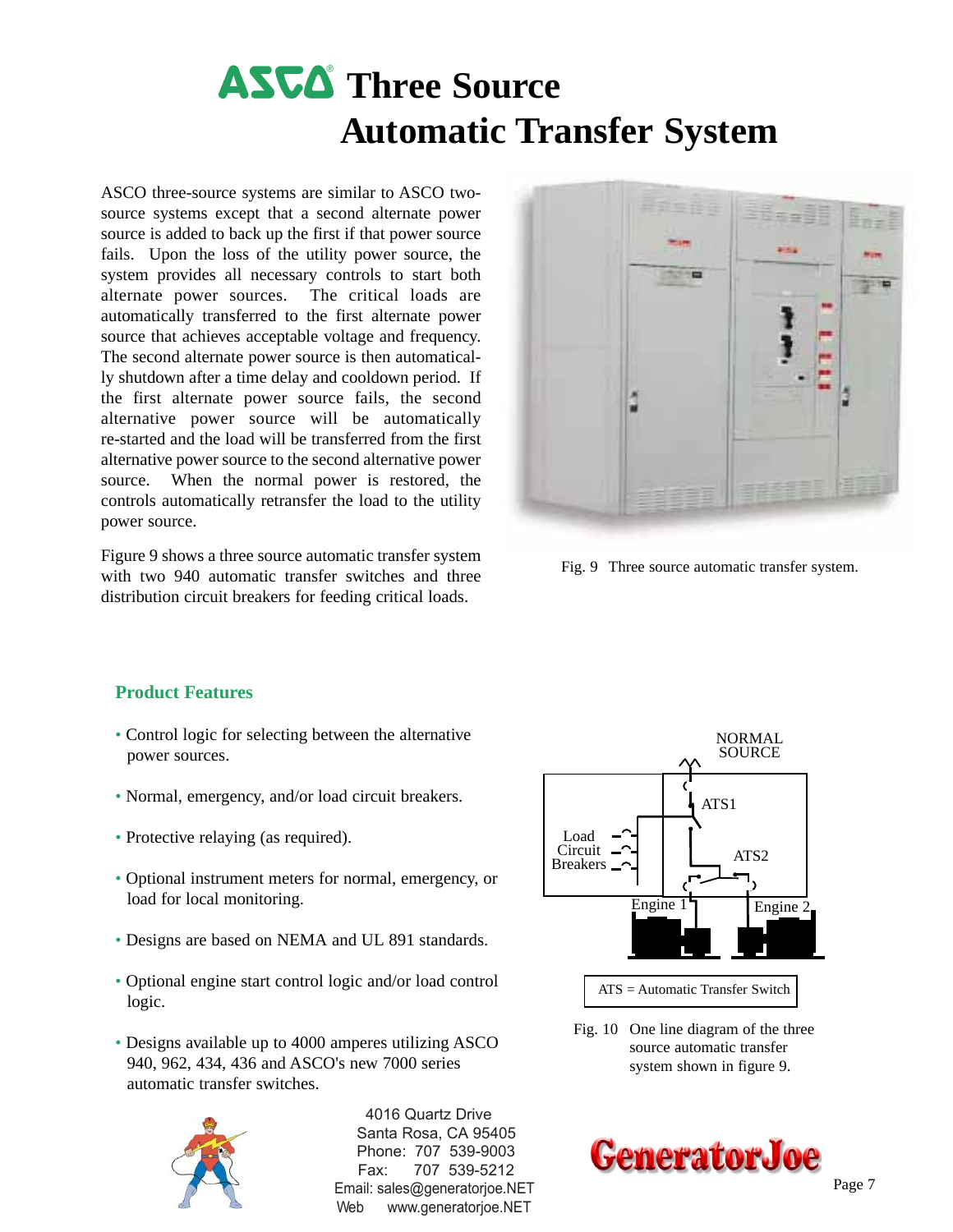# ASCO Three Source Automatic Transfer System

ASCO three-source systems are similar to ASCO two-source systems except that a second alternate power source is added to back up the first if that power source fails. Upon the loss of the utility power source, the system provides all necessary controls to start both alternate power sources. The critical loads are automatically transferred to the first alternate power source that achieves acceptable voltage and frequency. The second alternate power source is then automatically shutdown after a time delay and cooldown period. If the first alternate power source fails, the second alternative power source will be automatically re-started and the load will be transferred from the first alternative power source to the second alternative power source. When the normal power is restored, the controls automatically retransfer the load to the utility power source.

Figure 9 shows a three source automatic transfer system with two 940 automatic transfer switches and three distribution circuit breakers for feeding critical loads.

Fig. 9 Three source automatic transfer system.

## Product Features

- Control logic for selecting between the alternative power sources.
- Normal, emergency, and/or load circuit breakers.
- Protective relaying (as required).
- Optional instrument meters for normal, emergency, or load for local monitoring.
- Designs are based on NEMA and UL 891 standards.
- Optional engine start control logic and/or load control logic.
- Designs available up to 4000 amperes utilizing ASCO 940, 962, 434, 436 and ASCO's new 7000 series automatic transfer switches.

NORMAL SOURCE

ATS1

ATS2

Load Circuit Breakers

Engine 1

Engine 2

ATS = Automatic Transfer Switch

Fig. 10 One line diagram of the three source automatic transfer system shown in figure 9.

4016 Quartz Drive
Santa Rosa, CA 95405
Phone: 707 539-9003
Fax: 707 539-5212
Email: sales@generatorjoe.NET
Web www.generatorjoe.NET

GeneratorJoe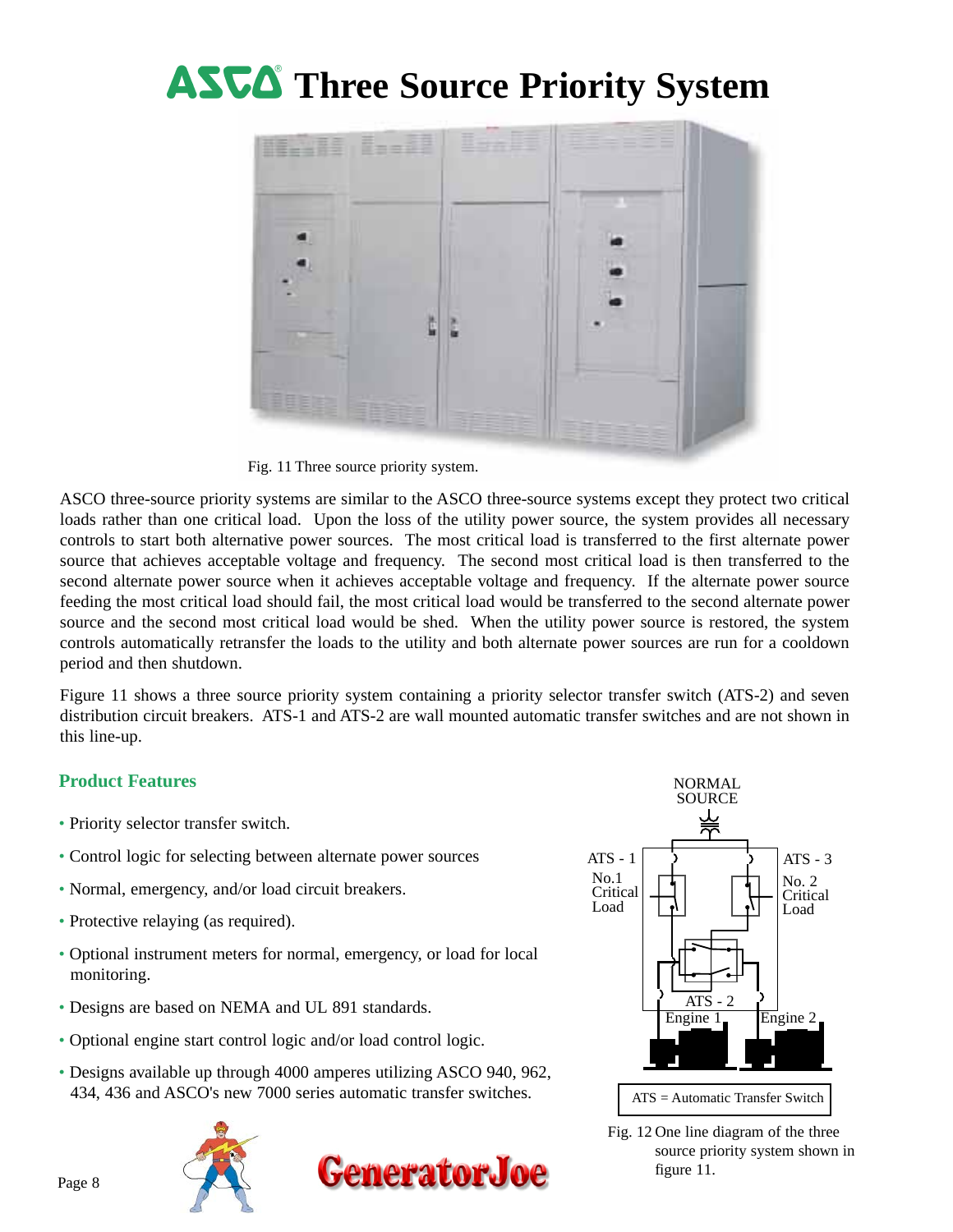# ASCO Three Source Priority System

Fig. 11 Three source priority system.

ASCO three-source priority systems are similar to the ASCO three-source systems except they protect two critical loads rather than one critical load. Upon the loss of the utility power source, the system provides all necessary controls to start both alternative power sources. The most critical load is transferred to the first alternate power source that achieves acceptable voltage and frequency. The second most critical load is then transferred to the second alternate power source when it achieves acceptable voltage and frequency. If the alternate power source feeding the most critical load should fail, the most critical load would be transferred to the second alternate power source and the second most critical load would be shed. When the utility power source is restored, the system controls automatically retransfer the loads to the utility and both alternate power sources are run for a cooldown period and then shutdown.

Figure 11 shows a three source priority system containing a priority selector transfer switch (ATS-2) and seven distribution circuit breakers. ATS-1 and ATS-2 are wall mounted automatic transfer switches and are not shown in this line-up.

## Product Features

- Priority selector transfer switch.
- Control logic for selecting between alternate power sources
- Normal, emergency, and/or load circuit breakers.
- Protective relaying (as required).
- Optional instrument meters for normal, emergency, or load for local monitoring.
- Designs are based on NEMA and UL 891 standards.
- Optional engine start control logic and/or load control logic.
- Designs available up through 4000 amperes utilizing ASCO 940, 962, 434, 436 and ASCO's new 7000 series automatic transfer switches.

NORMAL SOURCE

ATS - 1 No.1 Critical Load

ATS - 3 No. 2 Critical Load

ATS - 2

Engine 1 Engine 2

ATS = Automatic Transfer Switch

Fig. 12 One line diagram of the three source priority system shown in figure 11.

GeneratorJoe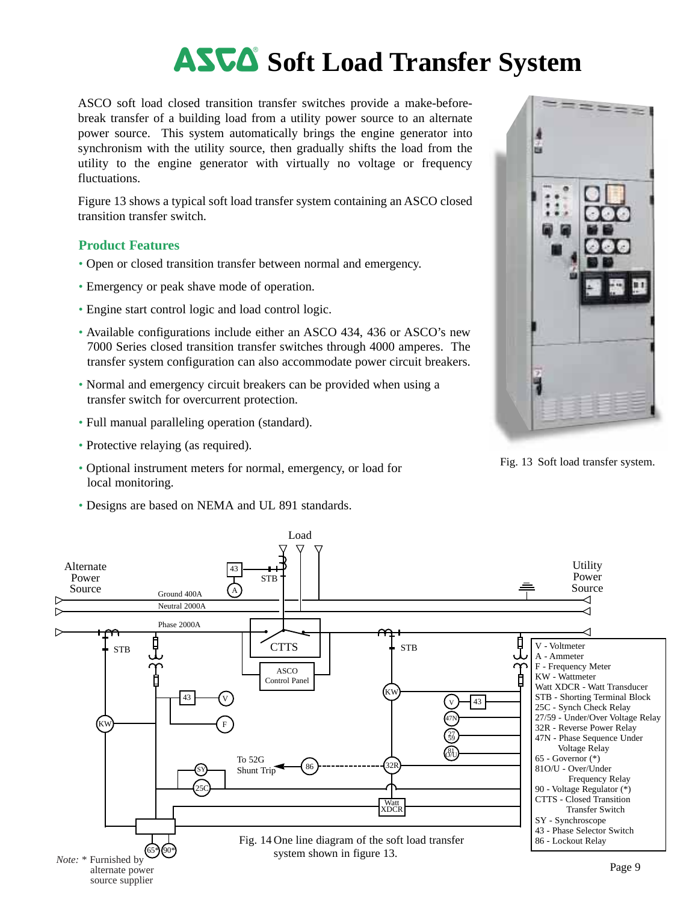# ASCO Soft Load Transfer System

ASCO soft load closed transition transfer switches provide a make-before-break transfer of a building load from a utility power source to an alternate power source. This system automatically brings the engine generator into synchronism with the utility source, then gradually shifts the load from the utility to the engine generator with virtually no voltage or frequency fluctuations.

Figure 13 shows a typical soft load transfer system containing an ASCO closed transition transfer switch.

## Product Features

- Open or closed transition transfer between normal and emergency.
- Emergency or peak shave mode of operation.
- Engine start control logic and load control logic.
- Available configurations include either an ASCO 434, 436 or ASCO's new 7000 Series closed transition transfer switches through 4000 amperes. The transfer system configuration can also accommodate power circuit breakers.
- Normal and emergency circuit breakers can be provided when using a transfer switch for overcurrent protection.
- Full manual paralleling operation (standard).
- Protective relaying (as required).
- Optional instrument meters for normal, emergency, or load for local monitoring.
- Designs are based on NEMA and UL 891 standards.

Fig. 13 Soft load transfer system.

V - Voltmeter
A - Ammeter
F - Frequency Meter
KW - Wattmeter
Watt XDCR - Watt Transducer
STB - Shorting Terminal Block
25C - Synch Check Relay
27/59 - Under/Over Voltage Relay
32R - Reverse Power Relay
47N - Phase Sequence Under Voltage Relay
65 - Governor (*)
81O/U - Over/Under Frequency Relay
90 - Voltage Regulator (*)
CTTS - Closed Transition Transfer Switch
SY - Synchroscope
43 - Phase Selector Switch
86 - Lockout Relay

*Note:* * Furnished by alternate power source supplier

Fig. 14 One line diagram of the soft load transfer system shown in figure 13.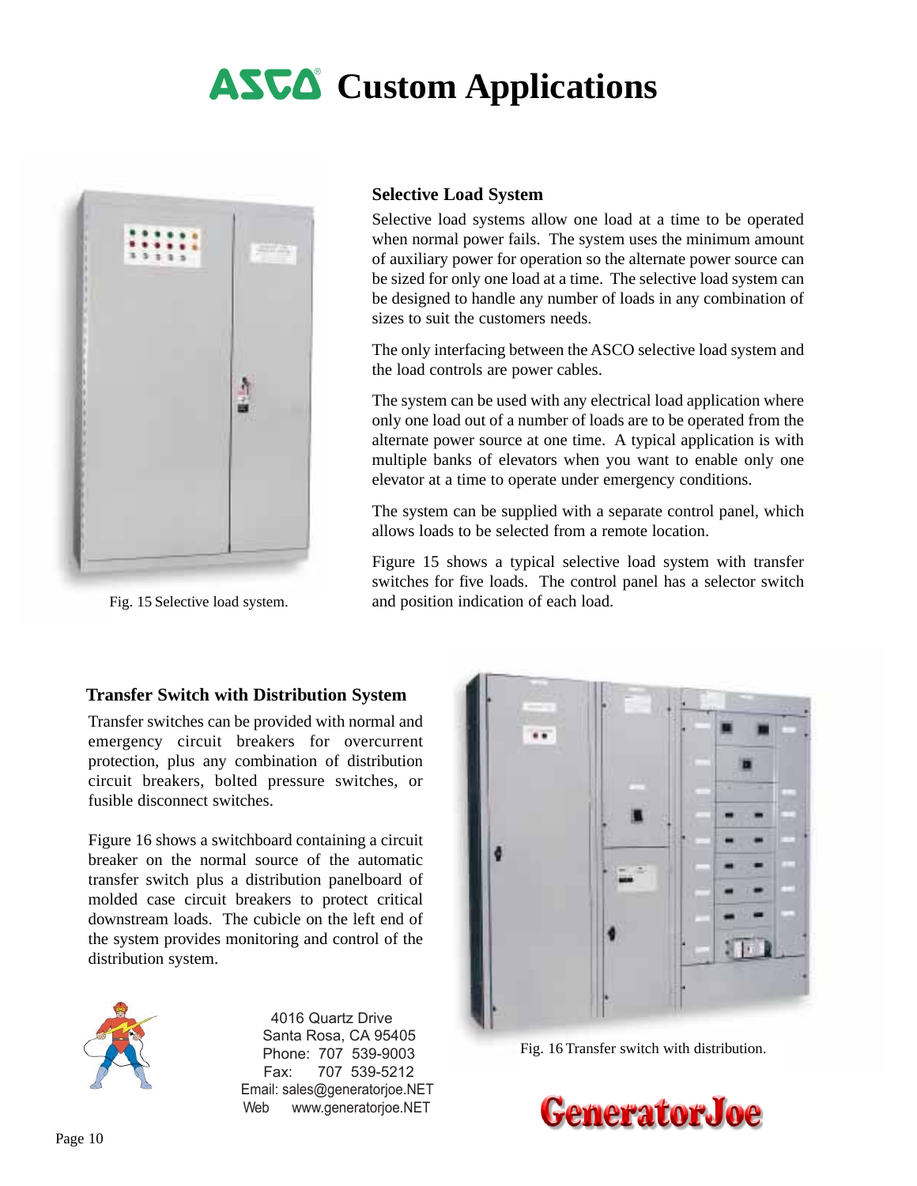# ASCO Custom Applications

## Selective Load System

Selective load systems allow one load at a time to be operated when normal power fails. The system uses the minimum amount of auxiliary power for operation so the alternate power source can be sized for only one load at a time. The selective load system can be designed to handle any number of loads in any combination of sizes to suit the customers needs.

The only interfacing between the ASCO selective load system and the load controls are power cables.

The system can be used with any electrical load application where only one load out of a number of loads are to be operated from the alternate power source at one time. A typical application is with multiple banks of elevators when you want to enable only one elevator at a time to operate under emergency conditions.

The system can be supplied with a separate control panel, which allows loads to be selected from a remote location.

Figure 15 shows a typical selective load system with transfer switches for five loads. The control panel has a selector switch and position indication of each load.

Fig. 15 Selective load system.

## Transfer Switch with Distribution System

Transfer switches can be provided with normal and emergency circuit breakers for overcurrent protection, plus any combination of distribution circuit breakers, bolted pressure switches, or fusible disconnect switches.

Figure 16 shows a switchboard containing a circuit breaker on the normal source of the automatic transfer switch plus a distribution panelboard of molded case circuit breakers to protect critical downstream loads. The cubicle on the left end of the system provides monitoring and control of the distribution system.

Fig. 16 Transfer switch with distribution.

4016 Quartz Drive
Santa Rosa, CA 95405
Phone: 707 539-9003
Fax: 707 539-5212
Email: sales@generatorjoe.NET
Web www.generatorjoe.NET

GeneratorJoe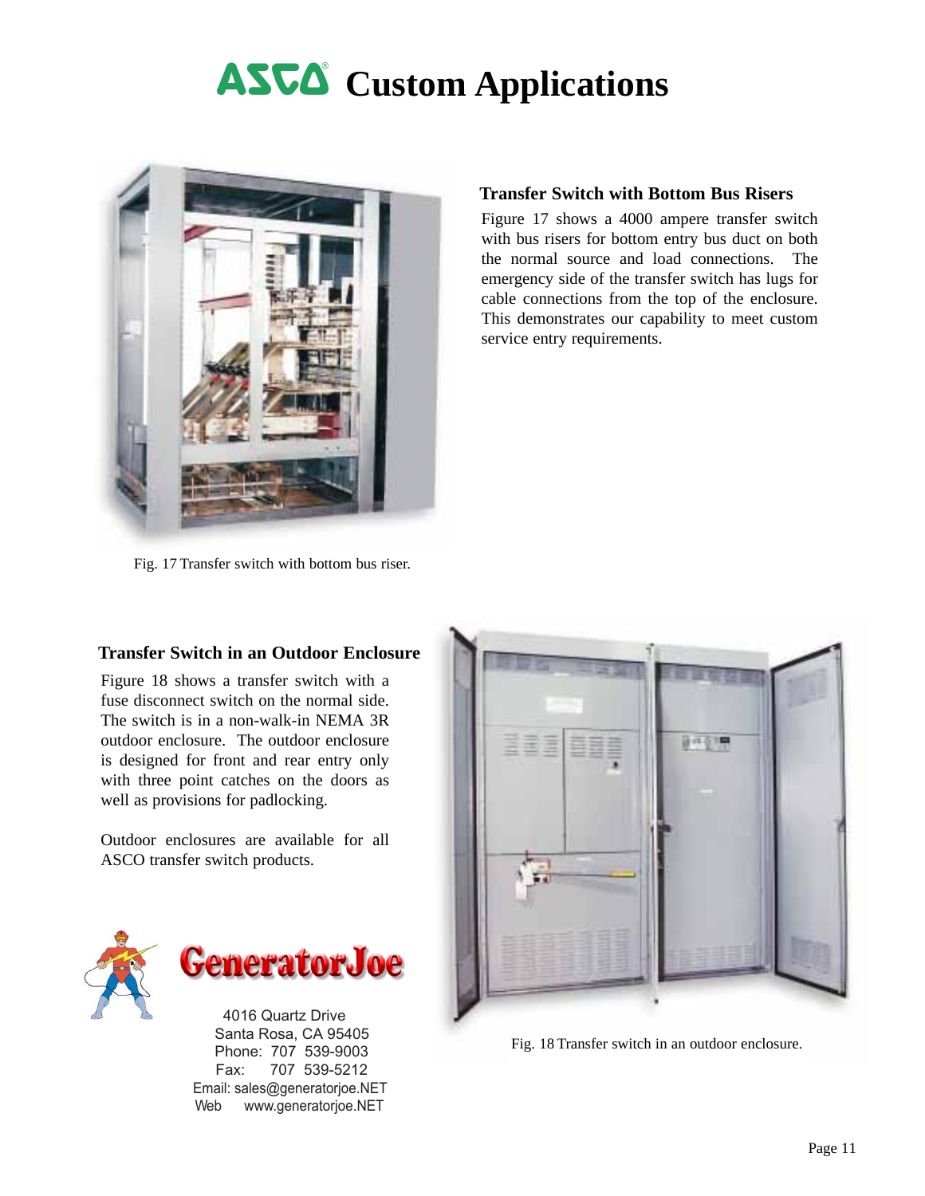# ASCO Custom Applications

## Transfer Switch with Bottom Bus Risers

Figure 17 shows a 4000 ampere transfer switch with bus risers for bottom entry bus duct on both the normal source and load connections. The emergency side of the transfer switch has lugs for cable connections from the top of the enclosure. This demonstrates our capability to meet custom service entry requirements.

Fig. 17 Transfer switch with bottom bus riser.

## Transfer Switch in an Outdoor Enclosure

Figure 18 shows a transfer switch with a fuse disconnect switch on the normal side. The switch is in a non-walk-in NEMA 3R outdoor enclosure. The outdoor enclosure is designed for front and rear entry only with three point catches on the doors as well as provisions for padlocking.

Outdoor enclosures are available for all ASCO transfer switch products.

Fig. 18 Transfer switch in an outdoor enclosure.

GeneratorJoe

4016 Quartz Drive
Santa Rosa, CA 95405
Phone: 707 539-9003
Fax: 707 539-5212
Email: sales@generatorjoe.NET
Web www.generatorjoe.NET